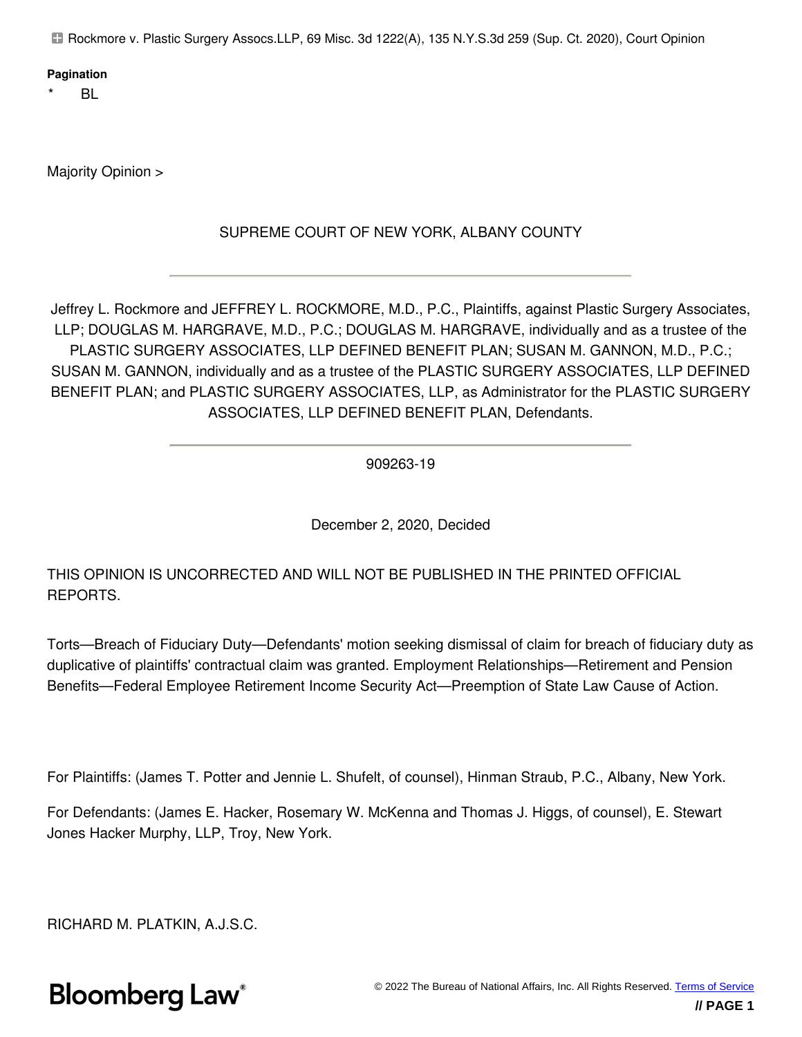Rockmore v. Plastic Surgery Assocs.LLP, 69 Misc. 3d 1222(A), 135 N.Y.S.3d 259 (Sup. Ct. 2020), Court Opinion

**Pagination**

\* BL

Majority Opinion >

SUPREME COURT OF NEW YORK, ALBANY COUNTY

---

Jeffrey L. Rockmore and JEFFREY L. ROCKMORE, M.D., P.C., Plaintiffs, against Plastic Surgery Associates, LLP; DOUGLAS M. HARGRAVE, M.D., P.C.; DOUGLAS M. HARGRAVE, individually and as a trustee of the PLASTIC SURGERY ASSOCIATES, LLP DEFINED BENEFIT PLAN; SUSAN M. GANNON, M.D., P.C.; SUSAN M. GANNON, individually and as a trustee of the PLASTIC SURGERY ASSOCIATES, LLP DEFINED BENEFIT PLAN; and PLASTIC SURGERY ASSOCIATES, LLP, as Administrator for the PLASTIC SURGERY ASSOCIATES, LLP DEFINED BENEFIT PLAN, Defendants.

---

909263-19

December 2, 2020, Decided

THIS OPINION IS UNCORRECTED AND WILL NOT BE PUBLISHED IN THE PRINTED OFFICIAL REPORTS.

Torts—Breach of Fiduciary Duty—Defendants' motion seeking dismissal of claim for breach of fiduciary duty as duplicative of plaintiffs' contractual claim was granted. Employment Relationships—Retirement and Pension Benefits—Federal Employee Retirement Income Security Act—Preemption of State Law Cause of Action.

For Plaintiffs: (James T. Potter and Jennie L. Shufelt, of counsel), Hinman Straub, P.C., Albany, New York.

For Defendants: (James E. Hacker, Rosemary W. McKenna and Thomas J. Higgs, of counsel), E. Stewart Jones Hacker Murphy, LLP, Troy, New York.

RICHARD M. PLATKIN, A.J.S.C.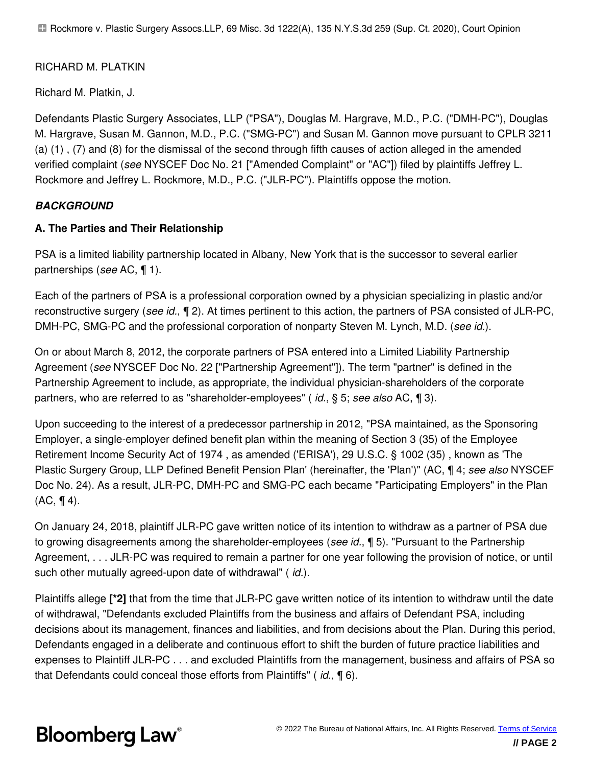RICHARD M. PLATKIN

Richard M. Platkin, J.

Defendants Plastic Surgery Associates, LLP ("PSA"), Douglas M. Hargrave, M.D., P.C. ("DMH-PC"), Douglas M. Hargrave, Susan M. Gannon, M.D., P.C. ("SMG-PC") and Susan M. Gannon move pursuant to CPLR 3211 (a) (1) , (7) and (8) for the dismissal of the second through fifth causes of action alleged in the amended verified complaint (*see* NYSCEF Doc No. 21 ["Amended Complaint" or "AC"]) filed by plaintiffs Jeffrey L. Rockmore and Jeffrey L. Rockmore, M.D., P.C. ("JLR-PC"). Plaintiffs oppose the motion.

***BACKGROUND***

**A. The Parties and Their Relationship**

PSA is a limited liability partnership located in Albany, New York that is the successor to several earlier partnerships (*see* AC, ¶ 1).

Each of the partners of PSA is a professional corporation owned by a physician specializing in plastic and/or reconstructive surgery (*see id.*, ¶ 2). At times pertinent to this action, the partners of PSA consisted of JLR-PC, DMH-PC, SMG-PC and the professional corporation of nonparty Steven M. Lynch, M.D. (*see id.*).

On or about March 8, 2012, the corporate partners of PSA entered into a Limited Liability Partnership Agreement (*see* NYSCEF Doc No. 22 ["Partnership Agreement"]). The term "partner" is defined in the Partnership Agreement to include, as appropriate, the individual physician-shareholders of the corporate partners, who are referred to as "shareholder-employees" ( *id.*, § 5; *see also* AC, ¶ 3).

Upon succeeding to the interest of a predecessor partnership in 2012, "PSA maintained, as the Sponsoring Employer, a single-employer defined benefit plan within the meaning of Section 3 (35) of the Employee Retirement Income Security Act of 1974 , as amended ('ERISA'), 29 U.S.C. § 1002 (35) , known as 'The Plastic Surgery Group, LLP Defined Benefit Pension Plan' (hereinafter, the 'Plan')" (AC, ¶ 4; *see also* NYSCEF Doc No. 24). As a result, JLR-PC, DMH-PC and SMG-PC each became "Participating Employers" in the Plan (AC, ¶ 4).

On January 24, 2018, plaintiff JLR-PC gave written notice of its intention to withdraw as a partner of PSA due to growing disagreements among the shareholder-employees (*see id.*, ¶ 5). "Pursuant to the Partnership Agreement, . . . JLR-PC was required to remain a partner for one year following the provision of notice, or until such other mutually agreed-upon date of withdrawal" ( *id.*).

Plaintiffs allege **[*2]** that from the time that JLR-PC gave written notice of its intention to withdraw until the date of withdrawal, "Defendants excluded Plaintiffs from the business and affairs of Defendant PSA, including decisions about its management, finances and liabilities, and from decisions about the Plan. During this period, Defendants engaged in a deliberate and continuous effort to shift the burden of future practice liabilities and expenses to Plaintiff JLR-PC . . . and excluded Plaintiffs from the management, business and affairs of PSA so that Defendants could conceal those efforts from Plaintiffs" ( *id.*, ¶ 6).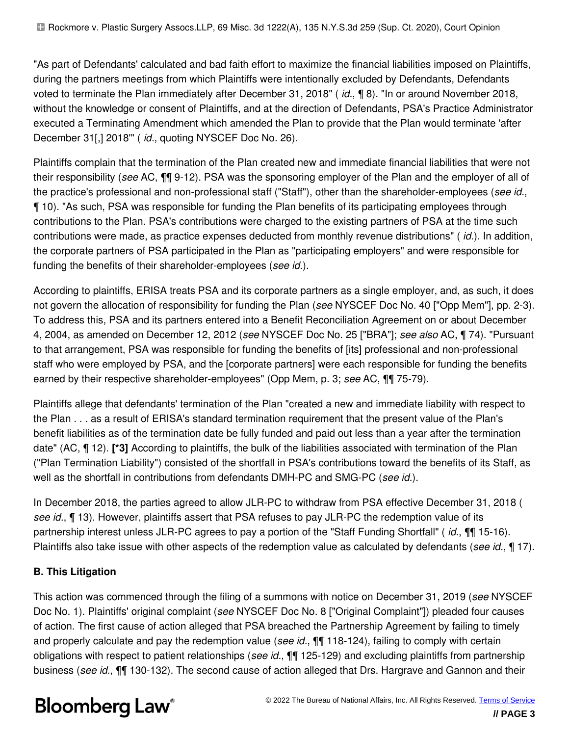"As part of Defendants' calculated and bad faith effort to maximize the financial liabilities imposed on Plaintiffs, during the partners meetings from which Plaintiffs were intentionally excluded by Defendants, Defendants voted to terminate the Plan immediately after December 31, 2018" ( *id.*, ¶ 8). "In or around November 2018, without the knowledge or consent of Plaintiffs, and at the direction of Defendants, PSA's Practice Administrator executed a Terminating Amendment which amended the Plan to provide that the Plan would terminate 'after December 31[,] 2018'" ( *id.*, quoting NYSCEF Doc No. 26).

Plaintiffs complain that the termination of the Plan created new and immediate financial liabilities that were not their responsibility (*see* AC, ¶¶ 9-12). PSA was the sponsoring employer of the Plan and the employer of all of the practice's professional and non-professional staff ("Staff"), other than the shareholder-employees (*see id.*, ¶ 10). "As such, PSA was responsible for funding the Plan benefits of its participating employees through contributions to the Plan. PSA's contributions were charged to the existing partners of PSA at the time such contributions were made, as practice expenses deducted from monthly revenue distributions" ( *id.*). In addition, the corporate partners of PSA participated in the Plan as "participating employers" and were responsible for funding the benefits of their shareholder-employees (*see id.*).

According to plaintiffs, ERISA treats PSA and its corporate partners as a single employer, and, as such, it does not govern the allocation of responsibility for funding the Plan (*see* NYSCEF Doc No. 40 ["Opp Mem"], pp. 2-3). To address this, PSA and its partners entered into a Benefit Reconciliation Agreement on or about December 4, 2004, as amended on December 12, 2012 (*see* NYSCEF Doc No. 25 ["BRA"]; *see also* AC, ¶ 74). "Pursuant to that arrangement, PSA was responsible for funding the benefits of [its] professional and non-professional staff who were employed by PSA, and the [corporate partners] were each responsible for funding the benefits earned by their respective shareholder-employees" (Opp Mem, p. 3; *see* AC, ¶¶ 75-79).

Plaintiffs allege that defendants' termination of the Plan "created a new and immediate liability with respect to the Plan . . . as a result of ERISA's standard termination requirement that the present value of the Plan's benefit liabilities as of the termination date be fully funded and paid out less than a year after the termination date" (AC, ¶ 12). **[*3]** According to plaintiffs, the bulk of the liabilities associated with termination of the Plan ("Plan Termination Liability") consisted of the shortfall in PSA's contributions toward the benefits of its Staff, as well as the shortfall in contributions from defendants DMH-PC and SMG-PC (*see id.*).

In December 2018, the parties agreed to allow JLR-PC to withdraw from PSA effective December 31, 2018 ( *see id.*, ¶ 13). However, plaintiffs assert that PSA refuses to pay JLR-PC the redemption value of its partnership interest unless JLR-PC agrees to pay a portion of the "Staff Funding Shortfall" ( *id.*, ¶¶ 15-16). Plaintiffs also take issue with other aspects of the redemption value as calculated by defendants (*see id.*, ¶ 17).

### B. This Litigation

This action was commenced through the filing of a summons with notice on December 31, 2019 (*see* NYSCEF Doc No. 1). Plaintiffs' original complaint (*see* NYSCEF Doc No. 8 ["Original Complaint"]) pleaded four causes of action. The first cause of action alleged that PSA breached the Partnership Agreement by failing to timely and properly calculate and pay the redemption value (*see id.*, ¶¶ 118-124), failing to comply with certain obligations with respect to patient relationships (*see id.*, ¶¶ 125-129) and excluding plaintiffs from partnership business (*see id.*, ¶¶ 130-132). The second cause of action alleged that Drs. Hargrave and Gannon and their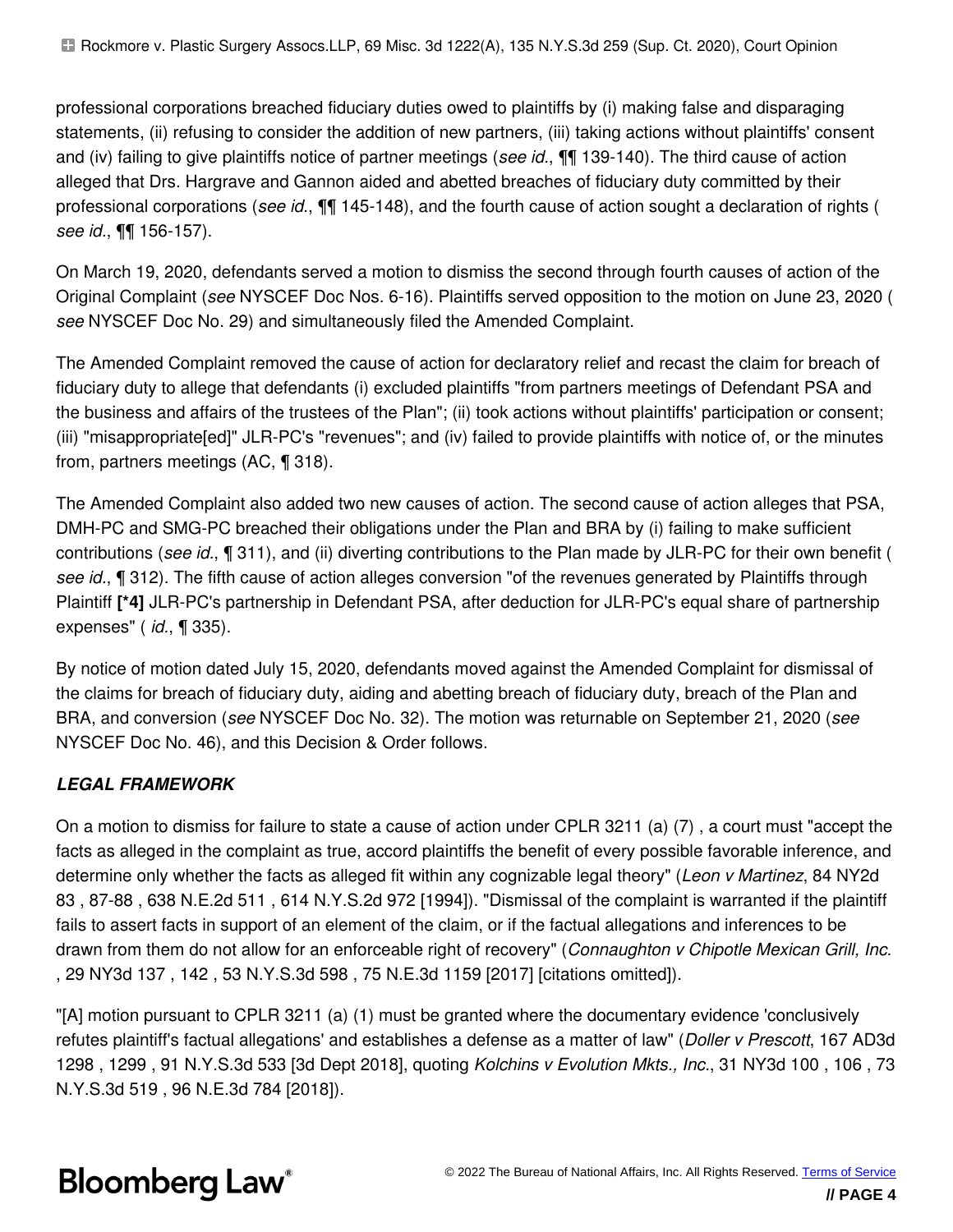professional corporations breached fiduciary duties owed to plaintiffs by (i) making false and disparaging statements, (ii) refusing to consider the addition of new partners, (iii) taking actions without plaintiffs' consent and (iv) failing to give plaintiffs notice of partner meetings (*see id.*, ¶¶ 139-140). The third cause of action alleged that Drs. Hargrave and Gannon aided and abetted breaches of fiduciary duty committed by their professional corporations (*see id.*, ¶¶ 145-148), and the fourth cause of action sought a declaration of rights ( *see id.*, ¶¶ 156-157).

On March 19, 2020, defendants served a motion to dismiss the second through fourth causes of action of the Original Complaint (*see* NYSCEF Doc Nos. 6-16). Plaintiffs served opposition to the motion on June 23, 2020 ( *see* NYSCEF Doc No. 29) and simultaneously filed the Amended Complaint.

The Amended Complaint removed the cause of action for declaratory relief and recast the claim for breach of fiduciary duty to allege that defendants (i) excluded plaintiffs "from partners meetings of Defendant PSA and the business and affairs of the trustees of the Plan"; (ii) took actions without plaintiffs' participation or consent; (iii) "misappropriate[ed]" JLR-PC's "revenues"; and (iv) failed to provide plaintiffs with notice of, or the minutes from, partners meetings (AC, ¶ 318).

The Amended Complaint also added two new causes of action. The second cause of action alleges that PSA, DMH-PC and SMG-PC breached their obligations under the Plan and BRA by (i) failing to make sufficient contributions (*see id.*, ¶ 311), and (ii) diverting contributions to the Plan made by JLR-PC for their own benefit ( *see id.*, ¶ 312). The fifth cause of action alleges conversion "of the revenues generated by Plaintiffs through Plaintiff **[*4]** JLR-PC's partnership in Defendant PSA, after deduction for JLR-PC's equal share of partnership expenses" ( *id.*, ¶ 335).

By notice of motion dated July 15, 2020, defendants moved against the Amended Complaint for dismissal of the claims for breach of fiduciary duty, aiding and abetting breach of fiduciary duty, breach of the Plan and BRA, and conversion (*see* NYSCEF Doc No. 32). The motion was returnable on September 21, 2020 (*see* NYSCEF Doc No. 46), and this Decision & Order follows.

### ***LEGAL FRAMEWORK***

On a motion to dismiss for failure to state a cause of action under CPLR 3211 (a) (7) , a court must "accept the facts as alleged in the complaint as true, accord plaintiffs the benefit of every possible favorable inference, and determine only whether the facts as alleged fit within any cognizable legal theory" (*Leon v Martinez*, 84 NY2d 83 , 87-88 , 638 N.E.2d 511 , 614 N.Y.S.2d 972 [1994]). "Dismissal of the complaint is warranted if the plaintiff fails to assert facts in support of an element of the claim, or if the factual allegations and inferences to be drawn from them do not allow for an enforceable right of recovery" (*Connaughton v Chipotle Mexican Grill, Inc.* , 29 NY3d 137 , 142 , 53 N.Y.S.3d 598 , 75 N.E.3d 1159 [2017] [citations omitted]).

"[A] motion pursuant to CPLR 3211 (a) (1) must be granted where the documentary evidence 'conclusively refutes plaintiff's factual allegations' and establishes a defense as a matter of law" (*Doller v Prescott*, 167 AD3d 1298 , 1299 , 91 N.Y.S.3d 533 [3d Dept 2018], quoting *Kolchins v Evolution Mkts., Inc.*, 31 NY3d 100 , 106 , 73 N.Y.S.3d 519 , 96 N.E.3d 784 [2018]).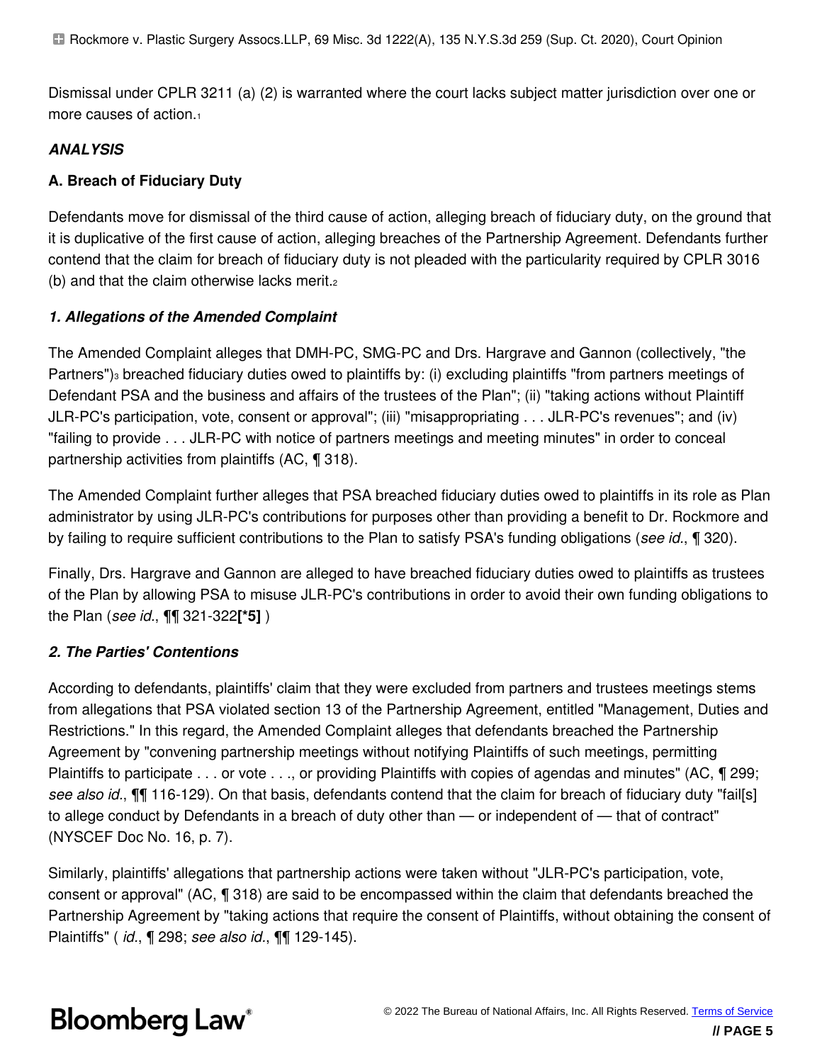Dismissal under CPLR 3211 (a) (2) is warranted where the court lacks subject matter jurisdiction over one or more causes of action.[1]

## *ANALYSIS*

### A. Breach of Fiduciary Duty

Defendants move for dismissal of the third cause of action, alleging breach of fiduciary duty, on the ground that it is duplicative of the first cause of action, alleging breaches of the Partnership Agreement. Defendants further contend that the claim for breach of fiduciary duty is not pleaded with the particularity required by CPLR 3016 (b) and that the claim otherwise lacks merit.[2]

#### *1. Allegations of the Amended Complaint*

The Amended Complaint alleges that DMH-PC, SMG-PC and Drs. Hargrave and Gannon (collectively, "the Partners")[3] breached fiduciary duties owed to plaintiffs by: (i) excluding plaintiffs "from partners meetings of Defendant PSA and the business and affairs of the trustees of the Plan"; (ii) "taking actions without Plaintiff JLR-PC's participation, vote, consent or approval"; (iii) "misappropriating . . . JLR-PC's revenues"; and (iv) "failing to provide . . . JLR-PC with notice of partners meetings and meeting minutes" in order to conceal partnership activities from plaintiffs (AC, ¶ 318).

The Amended Complaint further alleges that PSA breached fiduciary duties owed to plaintiffs in its role as Plan administrator by using JLR-PC's contributions for purposes other than providing a benefit to Dr. Rockmore and by failing to require sufficient contributions to the Plan to satisfy PSA's funding obligations (*see id.*, ¶ 320).

Finally, Drs. Hargrave and Gannon are alleged to have breached fiduciary duties owed to plaintiffs as trustees of the Plan by allowing PSA to misuse JLR-PC's contributions in order to avoid their own funding obligations to the Plan (*see id.*, ¶¶ 321-322**[*5]** )

#### *2. The Parties' Contentions*

According to defendants, plaintiffs' claim that they were excluded from partners and trustees meetings stems from allegations that PSA violated section 13 of the Partnership Agreement, entitled "Management, Duties and Restrictions." In this regard, the Amended Complaint alleges that defendants breached the Partnership Agreement by "convening partnership meetings without notifying Plaintiffs of such meetings, permitting Plaintiffs to participate . . . or vote . . ., or providing Plaintiffs with copies of agendas and minutes" (AC, ¶ 299; *see also id.*, ¶¶ 116-129). On that basis, defendants contend that the claim for breach of fiduciary duty "fail[s] to allege conduct by Defendants in a breach of duty other than — or independent of — that of contract" (NYSCEF Doc No. 16, p. 7).

Similarly, plaintiffs' allegations that partnership actions were taken without "JLR-PC's participation, vote, consent or approval" (AC, ¶ 318) are said to be encompassed within the claim that defendants breached the Partnership Agreement by "taking actions that require the consent of Plaintiffs, without obtaining the consent of Plaintiffs" ( *id.*, ¶ 298; *see also id.*, ¶¶ 129-145).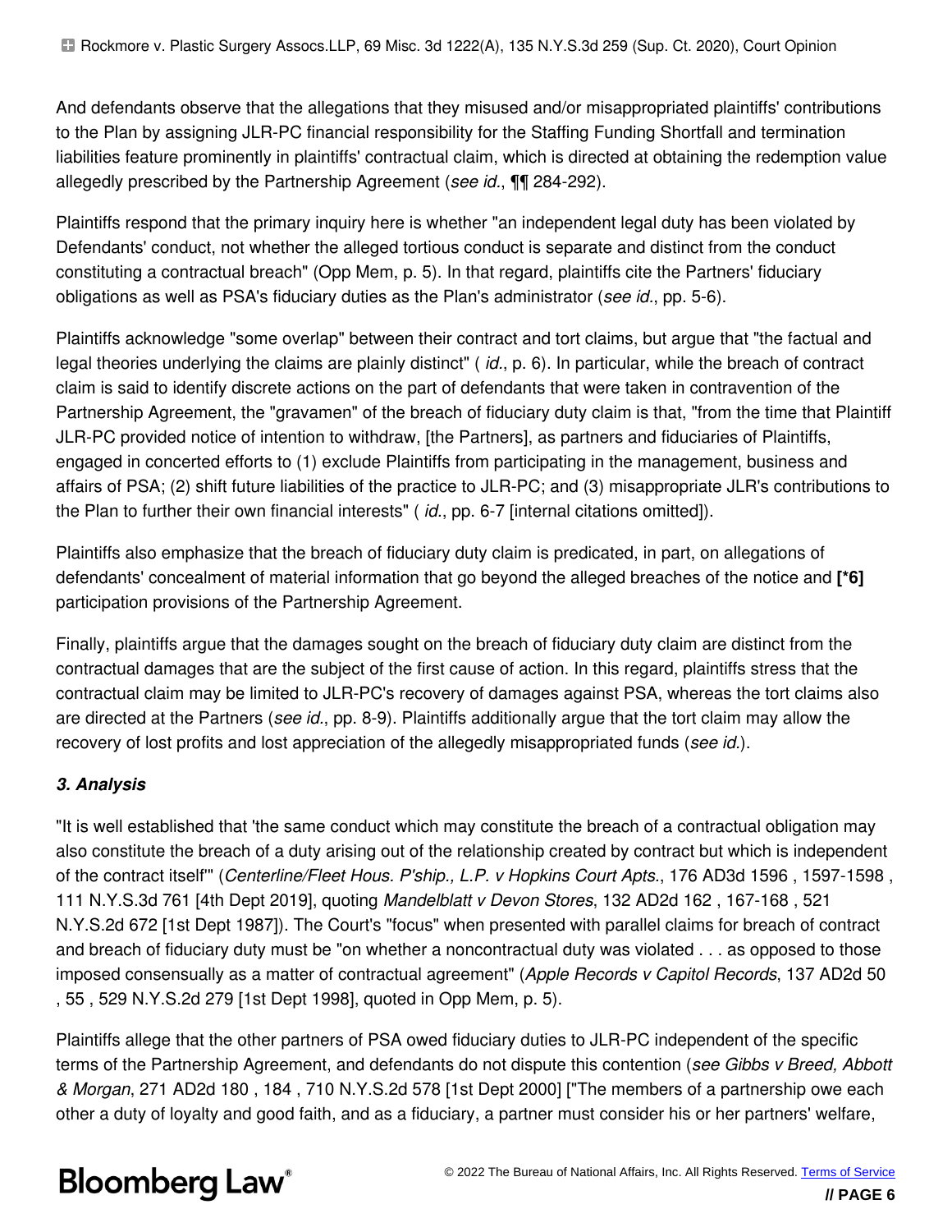And defendants observe that the allegations that they misused and/or misappropriated plaintiffs' contributions to the Plan by assigning JLR-PC financial responsibility for the Staffing Funding Shortfall and termination liabilities feature prominently in plaintiffs' contractual claim, which is directed at obtaining the redemption value allegedly prescribed by the Partnership Agreement (*see id.*, ¶¶ 284-292).

Plaintiffs respond that the primary inquiry here is whether "an independent legal duty has been violated by Defendants' conduct, not whether the alleged tortious conduct is separate and distinct from the conduct constituting a contractual breach" (Opp Mem, p. 5). In that regard, plaintiffs cite the Partners' fiduciary obligations as well as PSA's fiduciary duties as the Plan's administrator (*see id.*, pp. 5-6).

Plaintiffs acknowledge "some overlap" between their contract and tort claims, but argue that "the factual and legal theories underlying the claims are plainly distinct" ( *id.*, p. 6). In particular, while the breach of contract claim is said to identify discrete actions on the part of defendants that were taken in contravention of the Partnership Agreement, the "gravamen" of the breach of fiduciary duty claim is that, "from the time that Plaintiff JLR-PC provided notice of intention to withdraw, [the Partners], as partners and fiduciaries of Plaintiffs, engaged in concerted efforts to (1) exclude Plaintiffs from participating in the management, business and affairs of PSA; (2) shift future liabilities of the practice to JLR-PC; and (3) misappropriate JLR's contributions to the Plan to further their own financial interests" ( *id.*, pp. 6-7 [internal citations omitted]).

Plaintiffs also emphasize that the breach of fiduciary duty claim is predicated, in part, on allegations of defendants' concealment of material information that go beyond the alleged breaches of the notice and **[*6]** participation provisions of the Partnership Agreement.

Finally, plaintiffs argue that the damages sought on the breach of fiduciary duty claim are distinct from the contractual damages that are the subject of the first cause of action. In this regard, plaintiffs stress that the contractual claim may be limited to JLR-PC's recovery of damages against PSA, whereas the tort claims also are directed at the Partners (*see id.*, pp. 8-9). Plaintiffs additionally argue that the tort claim may allow the recovery of lost profits and lost appreciation of the allegedly misappropriated funds (*see id.*).

### *3. Analysis*

"It is well established that 'the same conduct which may constitute the breach of a contractual obligation may also constitute the breach of a duty arising out of the relationship created by contract but which is independent of the contract itself'" (*Centerline/Fleet Hous. P'ship., L.P. v Hopkins Court Apts.*, 176 AD3d 1596 , 1597-1598 , 111 N.Y.S.3d 761 [4th Dept 2019], quoting *Mandelblatt v Devon Stores*, 132 AD2d 162 , 167-168 , 521 N.Y.S.2d 672 [1st Dept 1987]). The Court's "focus" when presented with parallel claims for breach of contract and breach of fiduciary duty must be "on whether a noncontractual duty was violated . . . as opposed to those imposed consensually as a matter of contractual agreement" (*Apple Records v Capitol Records*, 137 AD2d 50 , 55 , 529 N.Y.S.2d 279 [1st Dept 1998], quoted in Opp Mem, p. 5).

Plaintiffs allege that the other partners of PSA owed fiduciary duties to JLR-PC independent of the specific terms of the Partnership Agreement, and defendants do not dispute this contention (*see Gibbs v Breed, Abbott & Morgan*, 271 AD2d 180 , 184 , 710 N.Y.S.2d 578 [1st Dept 2000] ["The members of a partnership owe each other a duty of loyalty and good faith, and as a fiduciary, a partner must consider his or her partners' welfare,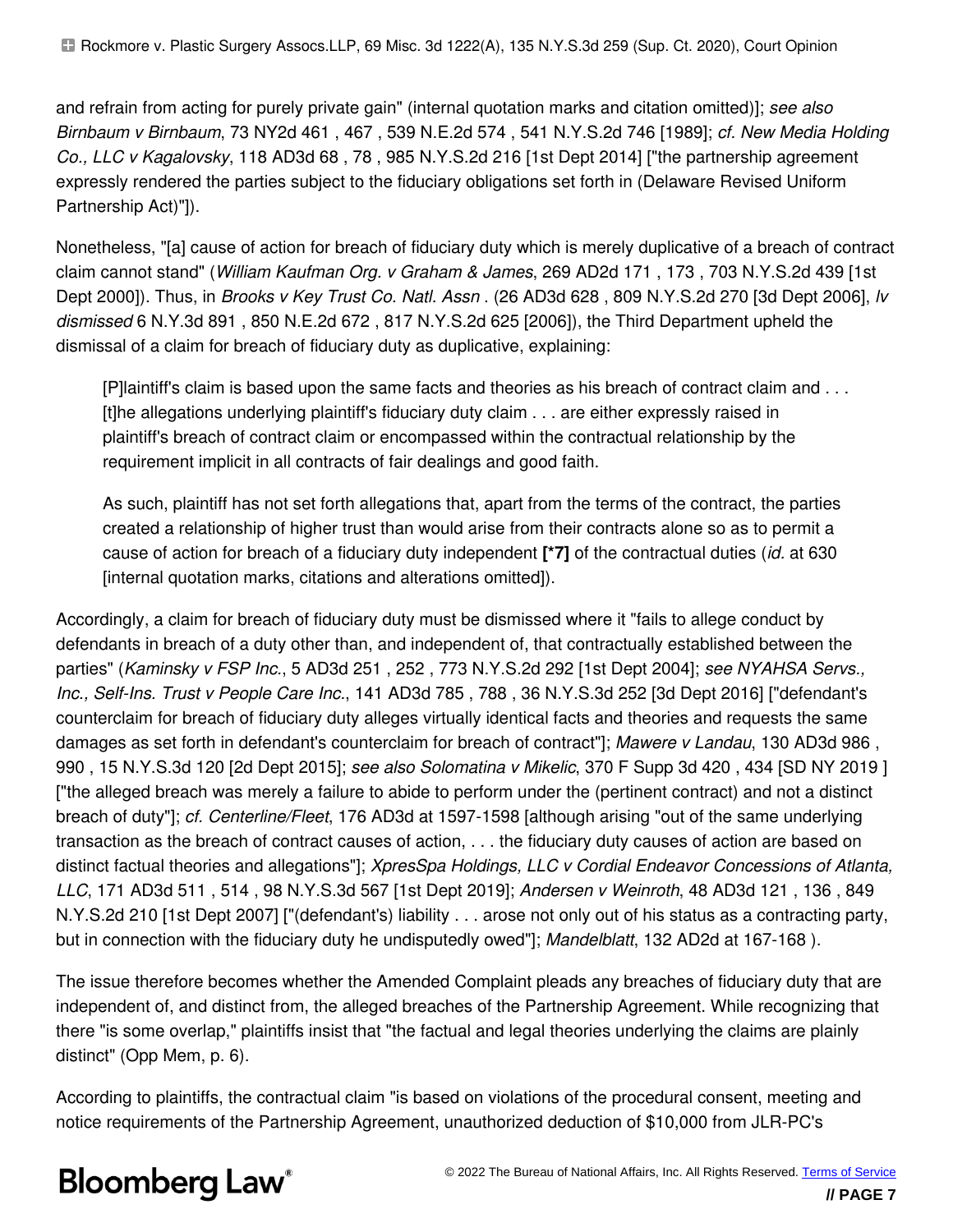and refrain from acting for purely private gain" (internal quotation marks and citation omitted)]; *see also Birnbaum v Birnbaum*, 73 NY2d 461 , 467 , 539 N.E.2d 574 , 541 N.Y.S.2d 746 [1989]; *cf. New Media Holding Co., LLC v Kagalovsky*, 118 AD3d 68 , 78 , 985 N.Y.S.2d 216 [1st Dept 2014] ["the partnership agreement expressly rendered the parties subject to the fiduciary obligations set forth in (Delaware Revised Uniform Partnership Act)"]).

Nonetheless, "[a] cause of action for breach of fiduciary duty which is merely duplicative of a breach of contract claim cannot stand" (*William Kaufman Org. v Graham & James*, 269 AD2d 171 , 173 , 703 N.Y.S.2d 439 [1st Dept 2000]). Thus, in *Brooks v Key Trust Co. Natl. Assn* . (26 AD3d 628 , 809 N.Y.S.2d 270 [3d Dept 2006], *lv dismissed* 6 N.Y.3d 891 , 850 N.E.2d 672 , 817 N.Y.S.2d 625 [2006]), the Third Department upheld the dismissal of a claim for breach of fiduciary duty as duplicative, explaining:

> [P]laintiff's claim is based upon the same facts and theories as his breach of contract claim and . . . [t]he allegations underlying plaintiff's fiduciary duty claim . . . are either expressly raised in plaintiff's breach of contract claim or encompassed within the contractual relationship by the requirement implicit in all contracts of fair dealings and good faith.
>
> As such, plaintiff has not set forth allegations that, apart from the terms of the contract, the parties created a relationship of higher trust than would arise from their contracts alone so as to permit a cause of action for breach of a fiduciary duty independent **[*7]** of the contractual duties (*id.* at 630 [internal quotation marks, citations and alterations omitted]).

Accordingly, a claim for breach of fiduciary duty must be dismissed where it "fails to allege conduct by defendants in breach of a duty other than, and independent of, that contractually established between the parties" (*Kaminsky v FSP Inc.*, 5 AD3d 251 , 252 , 773 N.Y.S.2d 292 [1st Dept 2004]; *see NYAHSA Servs., Inc., Self-Ins. Trust v People Care Inc.*, 141 AD3d 785 , 788 , 36 N.Y.S.3d 252 [3d Dept 2016] ["defendant's counterclaim for breach of fiduciary duty alleges virtually identical facts and theories and requests the same damages as set forth in defendant's counterclaim for breach of contract"]; *Mawere v Landau*, 130 AD3d 986 , 990 , 15 N.Y.S.3d 120 [2d Dept 2015]; *see also Solomatina v Mikelic*, 370 F Supp 3d 420 , 434 [SD NY 2019 ] ["the alleged breach was merely a failure to abide to perform under the (pertinent contract) and not a distinct breach of duty"]; *cf. Centerline/Fleet*, 176 AD3d at 1597-1598 [although arising "out of the same underlying transaction as the breach of contract causes of action, . . . the fiduciary duty causes of action are based on distinct factual theories and allegations"]; *XpresSpa Holdings, LLC v Cordial Endeavor Concessions of Atlanta, LLC*, 171 AD3d 511 , 514 , 98 N.Y.S.3d 567 [1st Dept 2019]; *Andersen v Weinroth*, 48 AD3d 121 , 136 , 849 N.Y.S.2d 210 [1st Dept 2007] ["(defendant's) liability . . . arose not only out of his status as a contracting party, but in connection with the fiduciary duty he undisputedly owed"]; *Mandelblatt*, 132 AD2d at 167-168 ).

The issue therefore becomes whether the Amended Complaint pleads any breaches of fiduciary duty that are independent of, and distinct from, the alleged breaches of the Partnership Agreement. While recognizing that there "is some overlap," plaintiffs insist that "the factual and legal theories underlying the claims are plainly distinct" (Opp Mem, p. 6).

According to plaintiffs, the contractual claim "is based on violations of the procedural consent, meeting and notice requirements of the Partnership Agreement, unauthorized deduction of $10,000 from JLR-PC's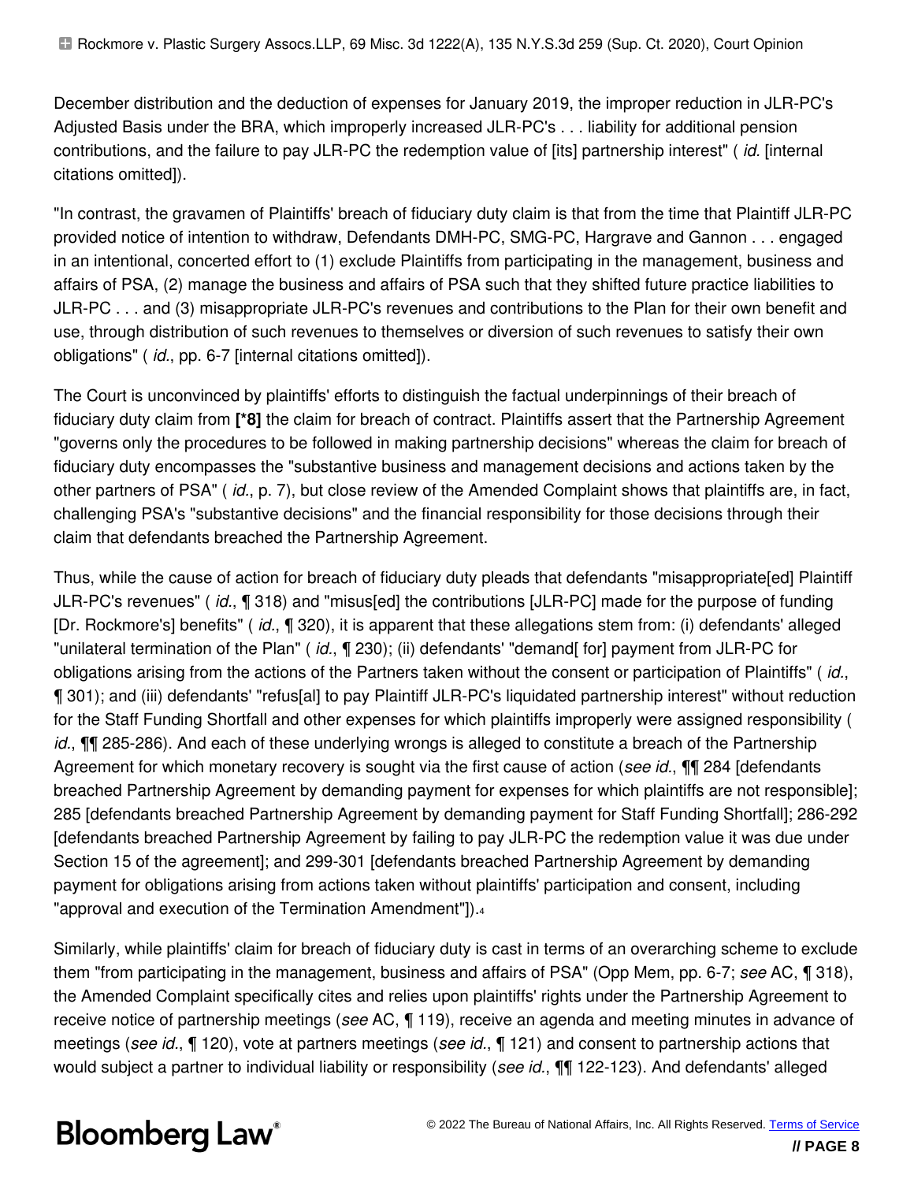December distribution and the deduction of expenses for January 2019, the improper reduction in JLR-PC's Adjusted Basis under the BRA, which improperly increased JLR-PC's . . . liability for additional pension contributions, and the failure to pay JLR-PC the redemption value of [its] partnership interest" ( *id.* [internal citations omitted]).

"In contrast, the gravamen of Plaintiffs' breach of fiduciary duty claim is that from the time that Plaintiff JLR-PC provided notice of intention to withdraw, Defendants DMH-PC, SMG-PC, Hargrave and Gannon . . . engaged in an intentional, concerted effort to (1) exclude Plaintiffs from participating in the management, business and affairs of PSA, (2) manage the business and affairs of PSA such that they shifted future practice liabilities to JLR-PC . . . and (3) misappropriate JLR-PC's revenues and contributions to the Plan for their own benefit and use, through distribution of such revenues to themselves or diversion of such revenues to satisfy their own obligations" ( *id.*, pp. 6-7 [internal citations omitted]).

The Court is unconvinced by plaintiffs' efforts to distinguish the factual underpinnings of their breach of fiduciary duty claim from **[*8]** the claim for breach of contract. Plaintiffs assert that the Partnership Agreement "governs only the procedures to be followed in making partnership decisions" whereas the claim for breach of fiduciary duty encompasses the "substantive business and management decisions and actions taken by the other partners of PSA" ( *id.*, p. 7), but close review of the Amended Complaint shows that plaintiffs are, in fact, challenging PSA's "substantive decisions" and the financial responsibility for those decisions through their claim that defendants breached the Partnership Agreement.

Thus, while the cause of action for breach of fiduciary duty pleads that defendants "misappropriate[ed] Plaintiff JLR-PC's revenues" ( *id.*, ¶ 318) and "misus[ed] the contributions [JLR-PC] made for the purpose of funding [Dr. Rockmore's] benefits" ( *id.*, ¶ 320), it is apparent that these allegations stem from: (i) defendants' alleged "unilateral termination of the Plan" ( *id.*, ¶ 230); (ii) defendants' "demand[ for] payment from JLR-PC for obligations arising from the actions of the Partners taken without the consent or participation of Plaintiffs" ( *id.*, ¶ 301); and (iii) defendants' "refus[al] to pay Plaintiff JLR-PC's liquidated partnership interest" without reduction for the Staff Funding Shortfall and other expenses for which plaintiffs improperly were assigned responsibility ( *id.*, ¶¶ 285-286). And each of these underlying wrongs is alleged to constitute a breach of the Partnership Agreement for which monetary recovery is sought via the first cause of action (*see id.*, ¶¶ 284 [defendants breached Partnership Agreement by demanding payment for expenses for which plaintiffs are not responsible]; 285 [defendants breached Partnership Agreement by demanding payment for Staff Funding Shortfall]; 286-292 [defendants breached Partnership Agreement by failing to pay JLR-PC the redemption value it was due under Section 15 of the agreement]; and 299-301 [defendants breached Partnership Agreement by demanding payment for obligations arising from actions taken without plaintiffs' participation and consent, including "approval and execution of the Termination Amendment"]).[4]

Similarly, while plaintiffs' claim for breach of fiduciary duty is cast in terms of an overarching scheme to exclude them "from participating in the management, business and affairs of PSA" (Opp Mem, pp. 6-7; *see* AC, ¶ 318), the Amended Complaint specifically cites and relies upon plaintiffs' rights under the Partnership Agreement to receive notice of partnership meetings (*see* AC, ¶ 119), receive an agenda and meeting minutes in advance of meetings (*see id.*, ¶ 120), vote at partners meetings (*see id.*, ¶ 121) and consent to partnership actions that would subject a partner to individual liability or responsibility (*see id.*, ¶¶ 122-123). And defendants' alleged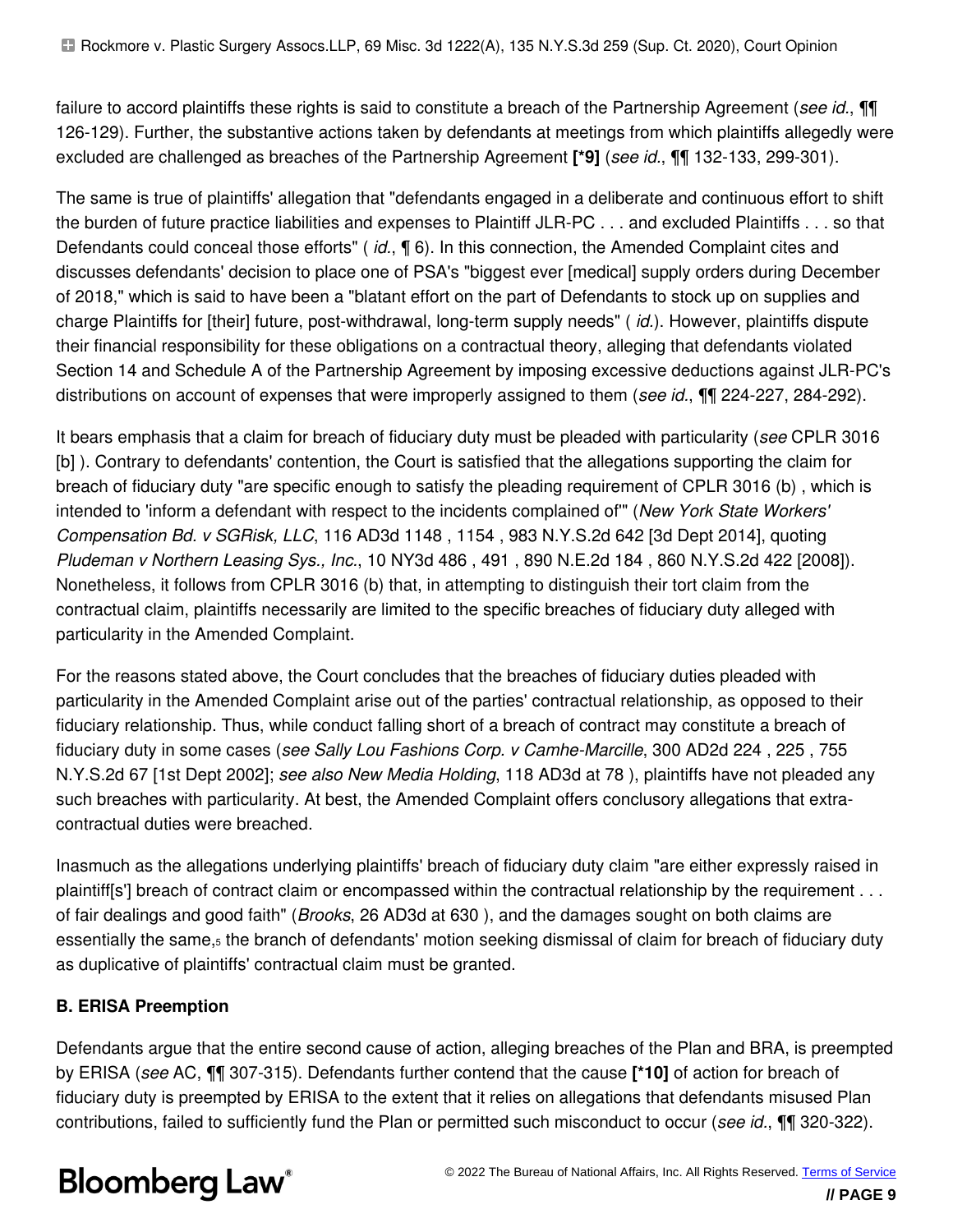failure to accord plaintiffs these rights is said to constitute a breach of the Partnership Agreement (*see id.*, ¶¶ 126-129). Further, the substantive actions taken by defendants at meetings from which plaintiffs allegedly were excluded are challenged as breaches of the Partnership Agreement **[*9]** (*see id.*, ¶¶ 132-133, 299-301).

The same is true of plaintiffs' allegation that "defendants engaged in a deliberate and continuous effort to shift the burden of future practice liabilities and expenses to Plaintiff JLR-PC . . . and excluded Plaintiffs . . . so that Defendants could conceal those efforts" ( *id.*, ¶ 6). In this connection, the Amended Complaint cites and discusses defendants' decision to place one of PSA's "biggest ever [medical] supply orders during December of 2018," which is said to have been a "blatant effort on the part of Defendants to stock up on supplies and charge Plaintiffs for [their] future, post-withdrawal, long-term supply needs" ( *id.*). However, plaintiffs dispute their financial responsibility for these obligations on a contractual theory, alleging that defendants violated Section 14 and Schedule A of the Partnership Agreement by imposing excessive deductions against JLR-PC's distributions on account of expenses that were improperly assigned to them (*see id.*, ¶¶ 224-227, 284-292).

It bears emphasis that a claim for breach of fiduciary duty must be pleaded with particularity (*see* CPLR 3016 [b] ). Contrary to defendants' contention, the Court is satisfied that the allegations supporting the claim for breach of fiduciary duty "are specific enough to satisfy the pleading requirement of CPLR 3016 (b) , which is intended to 'inform a defendant with respect to the incidents complained of'" (*New York State Workers' Compensation Bd. v SGRisk, LLC*, 116 AD3d 1148 , 1154 , 983 N.Y.S.2d 642 [3d Dept 2014], quoting *Pludeman v Northern Leasing Sys., Inc.*, 10 NY3d 486 , 491 , 890 N.E.2d 184 , 860 N.Y.S.2d 422 [2008]). Nonetheless, it follows from CPLR 3016 (b) that, in attempting to distinguish their tort claim from the contractual claim, plaintiffs necessarily are limited to the specific breaches of fiduciary duty alleged with particularity in the Amended Complaint.

For the reasons stated above, the Court concludes that the breaches of fiduciary duties pleaded with particularity in the Amended Complaint arise out of the parties' contractual relationship, as opposed to their fiduciary relationship. Thus, while conduct falling short of a breach of contract may constitute a breach of fiduciary duty in some cases (*see Sally Lou Fashions Corp. v Camhe-Marcille*, 300 AD2d 224 , 225 , 755 N.Y.S.2d 67 [1st Dept 2002]; *see also New Media Holding*, 118 AD3d at 78 ), plaintiffs have not pleaded any such breaches with particularity. At best, the Amended Complaint offers conclusory allegations that extra-contractual duties were breached.

Inasmuch as the allegations underlying plaintiffs' breach of fiduciary duty claim "are either expressly raised in plaintiff[s'] breach of contract claim or encompassed within the contractual relationship by the requirement . . . of fair dealings and good faith" (*Brooks*, 26 AD3d at 630 ), and the damages sought on both claims are essentially the same,[5] the branch of defendants' motion seeking dismissal of claim for breach of fiduciary duty as duplicative of plaintiffs' contractual claim must be granted.

### B. ERISA Preemption

Defendants argue that the entire second cause of action, alleging breaches of the Plan and BRA, is preempted by ERISA (*see* AC, ¶¶ 307-315). Defendants further contend that the cause **[*10]** of action for breach of fiduciary duty is preempted by ERISA to the extent that it relies on allegations that defendants misused Plan contributions, failed to sufficiently fund the Plan or permitted such misconduct to occur (*see id.*, ¶¶ 320-322).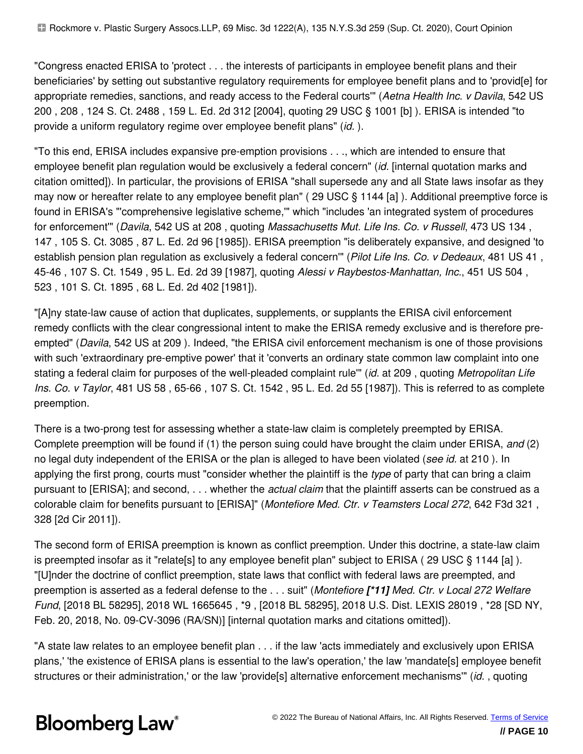"Congress enacted ERISA to 'protect . . . the interests of participants in employee benefit plans and their beneficiaries' by setting out substantive regulatory requirements for employee benefit plans and to 'provid[e] for appropriate remedies, sanctions, and ready access to the Federal courts'" (*Aetna Health Inc. v Davila*, 542 US 200 , 208 , 124 S. Ct. 2488 , 159 L. Ed. 2d 312 [2004], quoting 29 USC § 1001 [b] ). ERISA is intended "to provide a uniform regulatory regime over employee benefit plans" (*id.* ).

"To this end, ERISA includes expansive pre-emption provisions . . ., which are intended to ensure that employee benefit plan regulation would be exclusively a federal concern" (*id.* [internal quotation marks and citation omitted]). In particular, the provisions of ERISA "shall supersede any and all State laws insofar as they may now or hereafter relate to any employee benefit plan" ( 29 USC § 1144 [a] ). Additional preemptive force is found in ERISA's "'comprehensive legislative scheme,'" which "includes 'an integrated system of procedures for enforcement'" (*Davila*, 542 US at 208 , quoting *Massachusetts Mut. Life Ins. Co. v Russell*, 473 US 134 , 147 , 105 S. Ct. 3085 , 87 L. Ed. 2d 96 [1985]). ERISA preemption "is deliberately expansive, and designed 'to establish pension plan regulation as exclusively a federal concern'" (*Pilot Life Ins. Co. v Dedeaux*, 481 US 41 , 45-46 , 107 S. Ct. 1549 , 95 L. Ed. 2d 39 [1987], quoting *Alessi v Raybestos-Manhattan, Inc.*, 451 US 504 , 523 , 101 S. Ct. 1895 , 68 L. Ed. 2d 402 [1981]).

"[A]ny state-law cause of action that duplicates, supplements, or supplants the ERISA civil enforcement remedy conflicts with the clear congressional intent to make the ERISA remedy exclusive and is therefore pre-empted" (*Davila*, 542 US at 209 ). Indeed, "the ERISA civil enforcement mechanism is one of those provisions with such 'extraordinary pre-emptive power' that it 'converts an ordinary state common law complaint into one stating a federal claim for purposes of the well-pleaded complaint rule'" (*id.* at 209 , quoting *Metropolitan Life Ins. Co. v Taylor*, 481 US 58 , 65-66 , 107 S. Ct. 1542 , 95 L. Ed. 2d 55 [1987]). This is referred to as complete preemption.

There is a two-prong test for assessing whether a state-law claim is completely preempted by ERISA. Complete preemption will be found if (1) the person suing could have brought the claim under ERISA, *and* (2) no legal duty independent of the ERISA or the plan is alleged to have been violated (*see id.* at 210 ). In applying the first prong, courts must "consider whether the plaintiff is the *type* of party that can bring a claim pursuant to [ERISA]; and second, . . . whether the *actual claim* that the plaintiff asserts can be construed as a colorable claim for benefits pursuant to [ERISA]" (*Montefiore Med. Ctr. v Teamsters Local 272*, 642 F3d 321 , 328 [2d Cir 2011]).

The second form of ERISA preemption is known as conflict preemption. Under this doctrine, a state-law claim is preempted insofar as it "relate[s] to any employee benefit plan" subject to ERISA ( 29 USC § 1144 [a] ). "[U]nder the doctrine of conflict preemption, state laws that conflict with federal laws are preempted, and preemption is asserted as a federal defense to the . . . suit" (*Montefiore* ***[*11]*** *Med. Ctr. v Local 272 Welfare Fund*, [2018 BL 58295], 2018 WL 1665645 , *9 , [2018 BL 58295], 2018 U.S. Dist. LEXIS 28019 , *28 [SD NY, Feb. 20, 2018, No. 09-CV-3096 (RA/SN)] [internal quotation marks and citations omitted]).

"A state law relates to an employee benefit plan . . . if the law 'acts immediately and exclusively upon ERISA plans,' 'the existence of ERISA plans is essential to the law's operation,' the law 'mandate[s] employee benefit structures or their administration,' or the law 'provide[s] alternative enforcement mechanisms'" (*id.* , quoting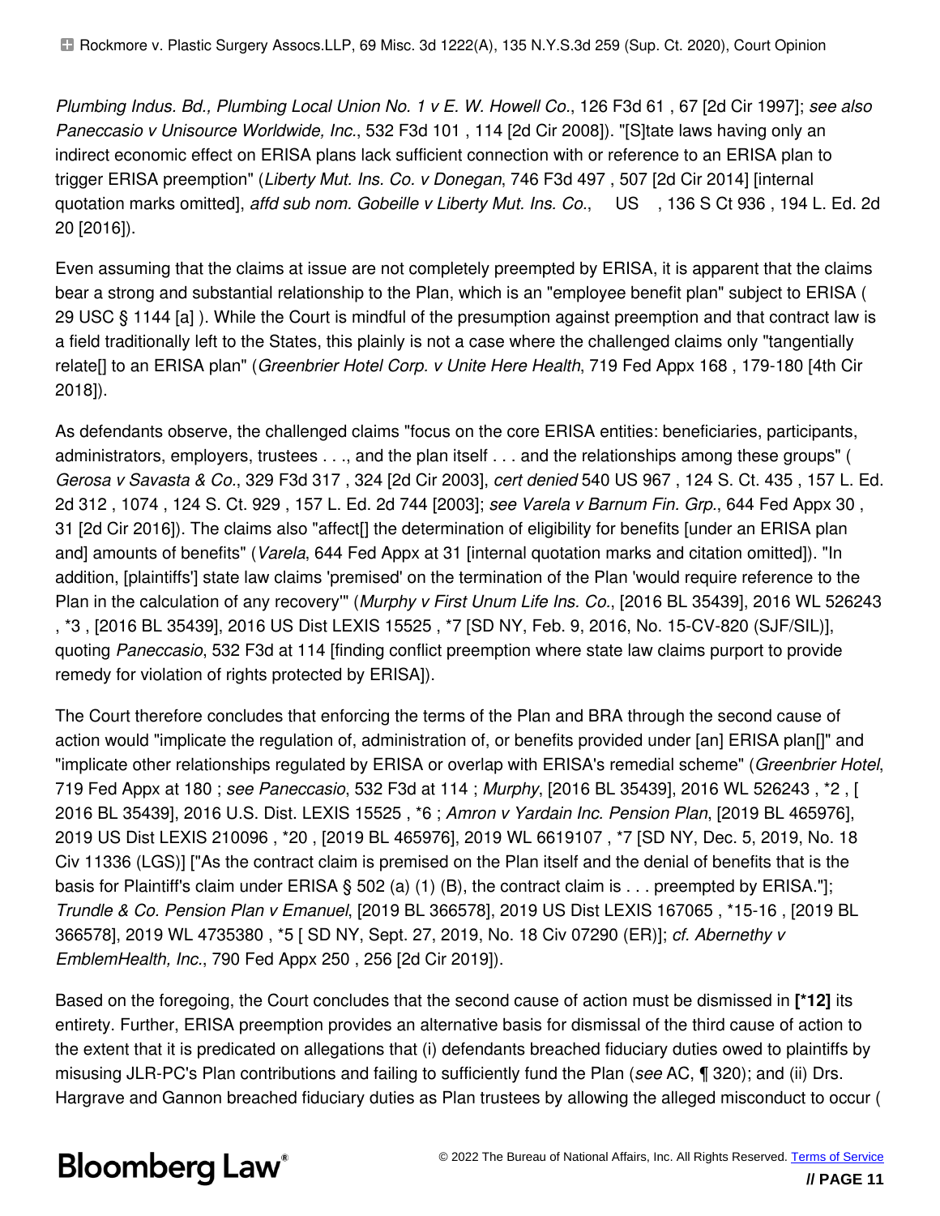*Plumbing Indus. Bd., Plumbing Local Union No. 1 v E. W. Howell Co.*, 126 F3d 61 , 67 [2d Cir 1997]; *see also Paneccasio v Unisource Worldwide, Inc.*, 532 F3d 101 , 114 [2d Cir 2008]). "[S]tate laws having only an indirect economic effect on ERISA plans lack sufficient connection with or reference to an ERISA plan to trigger ERISA preemption" (*Liberty Mut. Ins. Co. v Donegan*, 746 F3d 497 , 507 [2d Cir 2014] [internal quotation marks omitted], *affd sub nom. Gobeille v Liberty Mut. Ins. Co.*, US , 136 S Ct 936 , 194 L. Ed. 2d 20 [2016]).

Even assuming that the claims at issue are not completely preempted by ERISA, it is apparent that the claims bear a strong and substantial relationship to the Plan, which is an "employee benefit plan" subject to ERISA ( 29 USC § 1144 [a] ). While the Court is mindful of the presumption against preemption and that contract law is a field traditionally left to the States, this plainly is not a case where the challenged claims only "tangentially relate[] to an ERISA plan" (*Greenbrier Hotel Corp. v Unite Here Health*, 719 Fed Appx 168 , 179-180 [4th Cir 2018]).

As defendants observe, the challenged claims "focus on the core ERISA entities: beneficiaries, participants, administrators, employers, trustees . . ., and the plan itself . . . and the relationships among these groups" ( *Gerosa v Savasta & Co.*, 329 F3d 317 , 324 [2d Cir 2003], *cert denied* 540 US 967 , 124 S. Ct. 435 , 157 L. Ed. 2d 312 , 1074 , 124 S. Ct. 929 , 157 L. Ed. 2d 744 [2003]; *see Varela v Barnum Fin. Grp.*, 644 Fed Appx 30 , 31 [2d Cir 2016]). The claims also "affect[] the determination of eligibility for benefits [under an ERISA plan and] amounts of benefits" (*Varela*, 644 Fed Appx at 31 [internal quotation marks and citation omitted]). "In addition, [plaintiffs'] state law claims 'premised' on the termination of the Plan 'would require reference to the Plan in the calculation of any recovery'" (*Murphy v First Unum Life Ins. Co.*, [2016 BL 35439], 2016 WL 526243 , *3 , [2016 BL 35439], 2016 US Dist LEXIS 15525 , *7 [SD NY, Feb. 9, 2016, No. 15-CV-820 (SJF/SIL)], quoting *Paneccasio*, 532 F3d at 114 [finding conflict preemption where state law claims purport to provide remedy for violation of rights protected by ERISA]).

The Court therefore concludes that enforcing the terms of the Plan and BRA through the second cause of action would "implicate the regulation of, administration of, or benefits provided under [an] ERISA plan[]" and "implicate other relationships regulated by ERISA or overlap with ERISA's remedial scheme" (*Greenbrier Hotel*, 719 Fed Appx at 180 ; *see Paneccasio*, 532 F3d at 114 ; *Murphy*, [2016 BL 35439], 2016 WL 526243 , *2 , [ 2016 BL 35439], 2016 U.S. Dist. LEXIS 15525 , *6 ; *Amron v Yardain Inc. Pension Plan*, [2019 BL 465976], 2019 US Dist LEXIS 210096 , *20 , [2019 BL 465976], 2019 WL 6619107 , *7 [SD NY, Dec. 5, 2019, No. 18 Civ 11336 (LGS)] ["As the contract claim is premised on the Plan itself and the denial of benefits that is the basis for Plaintiff's claim under ERISA § 502 (a) (1) (B), the contract claim is . . . preempted by ERISA."]; *Trundle & Co. Pension Plan v Emanuel*, [2019 BL 366578], 2019 US Dist LEXIS 167065 , *15-16 , [2019 BL 366578], 2019 WL 4735380 , *5 [ SD NY, Sept. 27, 2019, No. 18 Civ 07290 (ER)]; *cf. Abernethy v EmblemHealth, Inc.*, 790 Fed Appx 250 , 256 [2d Cir 2019]).

Based on the foregoing, the Court concludes that the second cause of action must be dismissed in **[*12]** its entirety. Further, ERISA preemption provides an alternative basis for dismissal of the third cause of action to the extent that it is predicated on allegations that (i) defendants breached fiduciary duties owed to plaintiffs by misusing JLR-PC's Plan contributions and failing to sufficiently fund the Plan (*see* AC, ¶ 320); and (ii) Drs. Hargrave and Gannon breached fiduciary duties as Plan trustees by allowing the alleged misconduct to occur (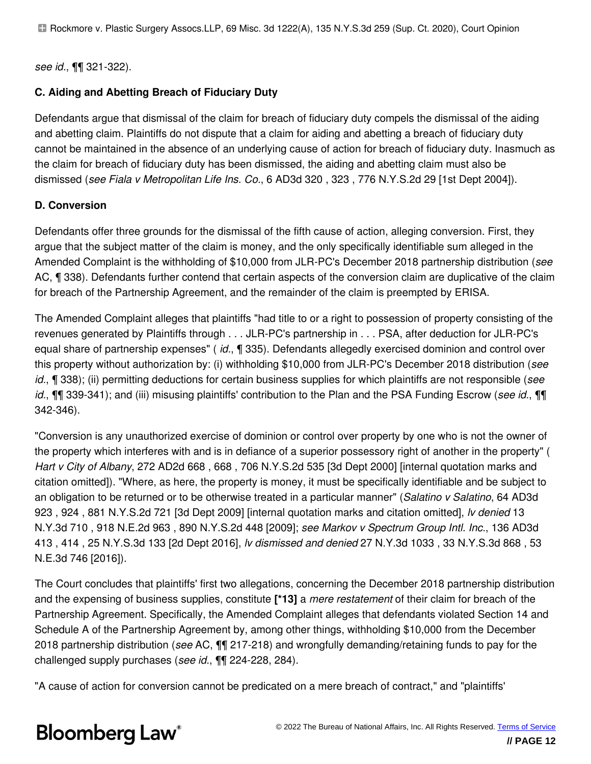*see id.*, ¶¶ 321-322).

### C. Aiding and Abetting Breach of Fiduciary Duty

Defendants argue that dismissal of the claim for breach of fiduciary duty compels the dismissal of the aiding and abetting claim. Plaintiffs do not dispute that a claim for aiding and abetting a breach of fiduciary duty cannot be maintained in the absence of an underlying cause of action for breach of fiduciary duty. Inasmuch as the claim for breach of fiduciary duty has been dismissed, the aiding and abetting claim must also be dismissed (*see Fiala v Metropolitan Life Ins. Co.*, 6 AD3d 320 , 323 , 776 N.Y.S.2d 29 [1st Dept 2004]).

### D. Conversion

Defendants offer three grounds for the dismissal of the fifth cause of action, alleging conversion. First, they argue that the subject matter of the claim is money, and the only specifically identifiable sum alleged in the Amended Complaint is the withholding of $10,000 from JLR-PC's December 2018 partnership distribution (*see* AC, ¶ 338). Defendants further contend that certain aspects of the conversion claim are duplicative of the claim for breach of the Partnership Agreement, and the remainder of the claim is preempted by ERISA.

The Amended Complaint alleges that plaintiffs "had title to or a right to possession of property consisting of the revenues generated by Plaintiffs through . . . JLR-PC's partnership in . . . PSA, after deduction for JLR-PC's equal share of partnership expenses" ( *id.*, ¶ 335). Defendants allegedly exercised dominion and control over this property without authorization by: (i) withholding $10,000 from JLR-PC's December 2018 distribution (*see id.*, ¶ 338); (ii) permitting deductions for certain business supplies for which plaintiffs are not responsible (*see id.*, ¶¶ 339-341); and (iii) misusing plaintiffs' contribution to the Plan and the PSA Funding Escrow (*see id.*, ¶¶ 342-346).

"Conversion is any unauthorized exercise of dominion or control over property by one who is not the owner of the property which interferes with and is in defiance of a superior possessory right of another in the property" ( *Hart v City of Albany*, 272 AD2d 668 , 668 , 706 N.Y.S.2d 535 [3d Dept 2000] [internal quotation marks and citation omitted]). "Where, as here, the property is money, it must be specifically identifiable and be subject to an obligation to be returned or to be otherwise treated in a particular manner" (*Salatino v Salatino*, 64 AD3d 923 , 924 , 881 N.Y.S.2d 721 [3d Dept 2009] [internal quotation marks and citation omitted], *lv denied* 13 N.Y.3d 710 , 918 N.E.2d 963 , 890 N.Y.S.2d 448 [2009]; *see Markov v Spectrum Group Intl. Inc.*, 136 AD3d 413 , 414 , 25 N.Y.S.3d 133 [2d Dept 2016], *lv dismissed and denied* 27 N.Y.3d 1033 , 33 N.Y.S.3d 868 , 53 N.E.3d 746 [2016]).

The Court concludes that plaintiffs' first two allegations, concerning the December 2018 partnership distribution and the expensing of business supplies, constitute **[*13]** a *mere restatement* of their claim for breach of the Partnership Agreement. Specifically, the Amended Complaint alleges that defendants violated Section 14 and Schedule A of the Partnership Agreement by, among other things, withholding $10,000 from the December 2018 partnership distribution (*see* AC, ¶¶ 217-218) and wrongfully demanding/retaining funds to pay for the challenged supply purchases (*see id.*, ¶¶ 224-228, 284).

"A cause of action for conversion cannot be predicated on a mere breach of contract," and "plaintiffs'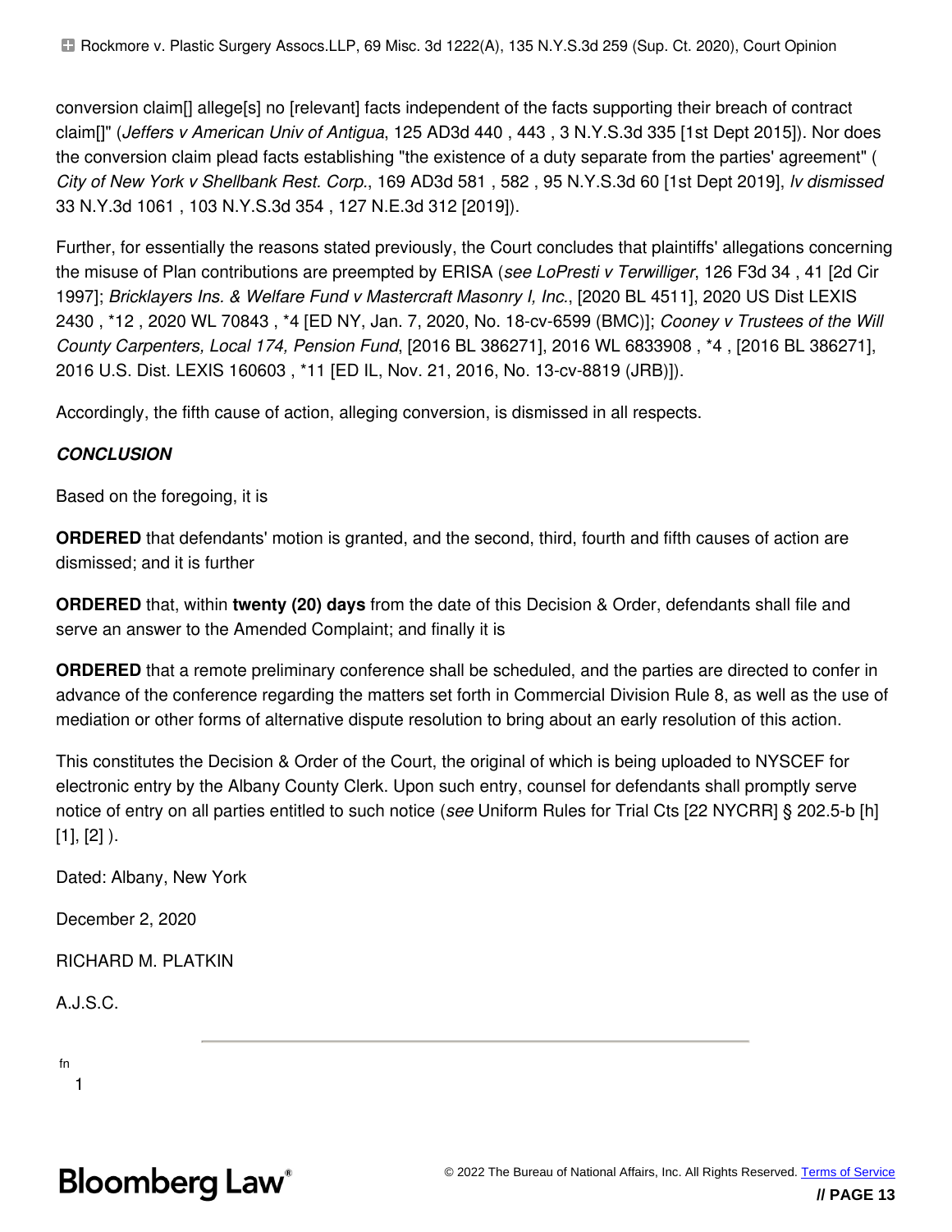conversion claim[] allege[s] no [relevant] facts independent of the facts supporting their breach of contract claim[]" (*Jeffers v American Univ of Antigua*, 125 AD3d 440 , 443 , 3 N.Y.S.3d 335 [1st Dept 2015]). Nor does the conversion claim plead facts establishing "the existence of a duty separate from the parties' agreement" ( *City of New York v Shellbank Rest. Corp.*, 169 AD3d 581 , 582 , 95 N.Y.S.3d 60 [1st Dept 2019], *lv dismissed* 33 N.Y.3d 1061 , 103 N.Y.S.3d 354 , 127 N.E.3d 312 [2019]).

Further, for essentially the reasons stated previously, the Court concludes that plaintiffs' allegations concerning the misuse of Plan contributions are preempted by ERISA (*see LoPresti v Terwilliger*, 126 F3d 34 , 41 [2d Cir 1997]; *Bricklayers Ins. & Welfare Fund v Mastercraft Masonry I, Inc.*, [2020 BL 4511], 2020 US Dist LEXIS 2430 , *12 , 2020 WL 70843 , *4 [ED NY, Jan. 7, 2020, No. 18-cv-6599 (BMC)]; *Cooney v Trustees of the Will County Carpenters, Local 174, Pension Fund*, [2016 BL 386271], 2016 WL 6833908 , *4 , [2016 BL 386271], 2016 U.S. Dist. LEXIS 160603 , *11 [ED IL, Nov. 21, 2016, No. 13-cv-8819 (JRB)]).

Accordingly, the fifth cause of action, alleging conversion, is dismissed in all respects.

***CONCLUSION***

Based on the foregoing, it is

**ORDERED** that defendants' motion is granted, and the second, third, fourth and fifth causes of action are dismissed; and it is further

**ORDERED** that, within **twenty (20) days** from the date of this Decision & Order, defendants shall file and serve an answer to the Amended Complaint; and finally it is

**ORDERED** that a remote preliminary conference shall be scheduled, and the parties are directed to confer in advance of the conference regarding the matters set forth in Commercial Division Rule 8, as well as the use of mediation or other forms of alternative dispute resolution to bring about an early resolution of this action.

This constitutes the Decision & Order of the Court, the original of which is being uploaded to NYSCEF for electronic entry by the Albany County Clerk. Upon such entry, counsel for defendants shall promptly serve notice of entry on all parties entitled to such notice (*see* Uniform Rules for Trial Cts [22 NYCRR] § 202.5-b [h] [1], [2] ).

Dated: Albany, New York

December 2, 2020

RICHARD M. PLATKIN

A.J.S.C.

---

fn

1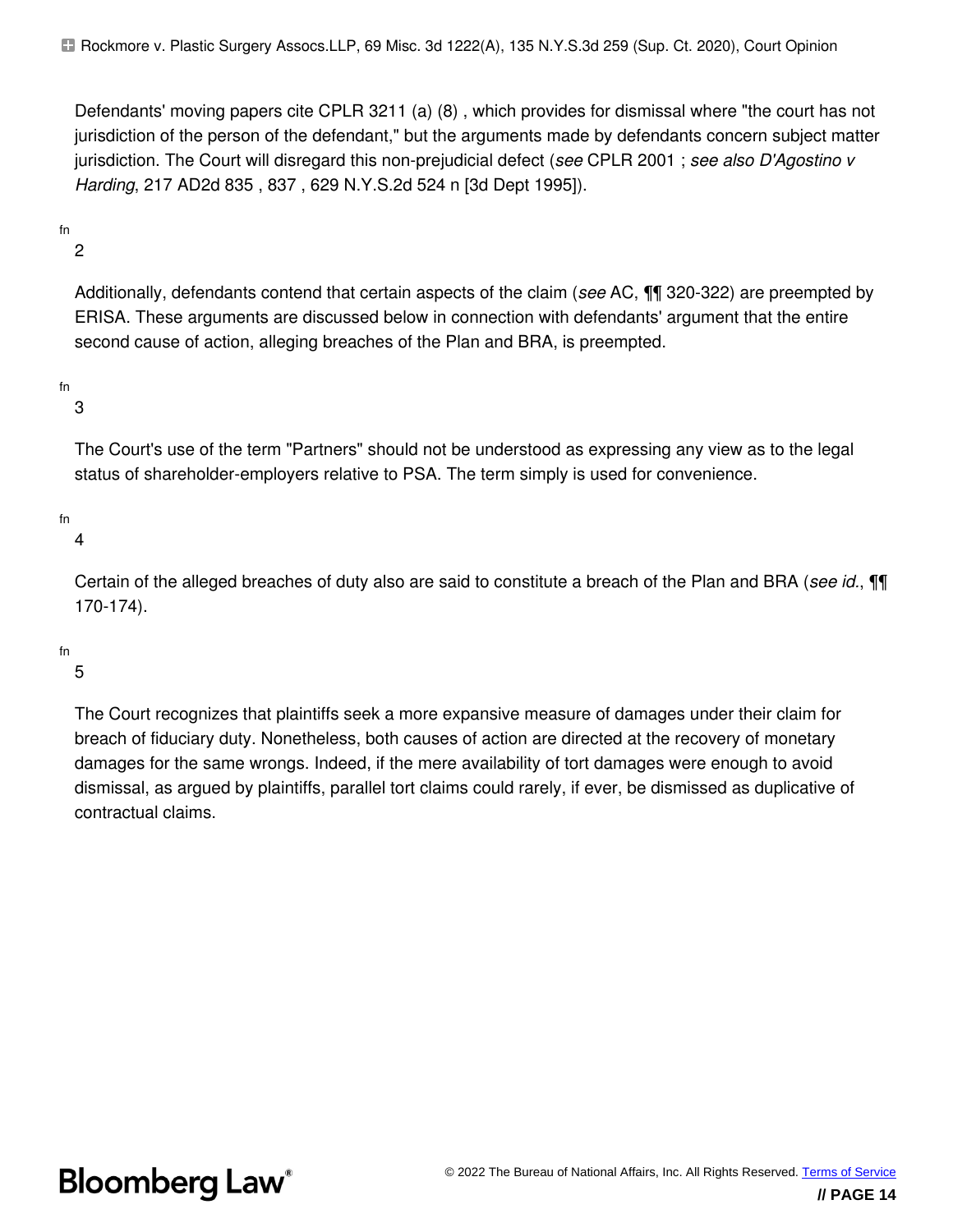Defendants' moving papers cite CPLR 3211 (a) (8) , which provides for dismissal where "the court has not jurisdiction of the person of the defendant," but the arguments made by defendants concern subject matter jurisdiction. The Court will disregard this non-prejudicial defect (*see* CPLR 2001 ; *see also D'Agostino v Harding*, 217 AD2d 835 , 837 , 629 N.Y.S.2d 524 n [3d Dept 1995]).

fn

2

Additionally, defendants contend that certain aspects of the claim (*see* AC, ¶¶ 320-322) are preempted by ERISA. These arguments are discussed below in connection with defendants' argument that the entire second cause of action, alleging breaches of the Plan and BRA, is preempted.

fn

3

The Court's use of the term "Partners" should not be understood as expressing any view as to the legal status of shareholder-employers relative to PSA. The term simply is used for convenience.

fn

4

Certain of the alleged breaches of duty also are said to constitute a breach of the Plan and BRA (*see id.*, ¶¶ 170-174).

fn

5

The Court recognizes that plaintiffs seek a more expansive measure of damages under their claim for breach of fiduciary duty. Nonetheless, both causes of action are directed at the recovery of monetary damages for the same wrongs. Indeed, if the mere availability of tort damages were enough to avoid dismissal, as argued by plaintiffs, parallel tort claims could rarely, if ever, be dismissed as duplicative of contractual claims.